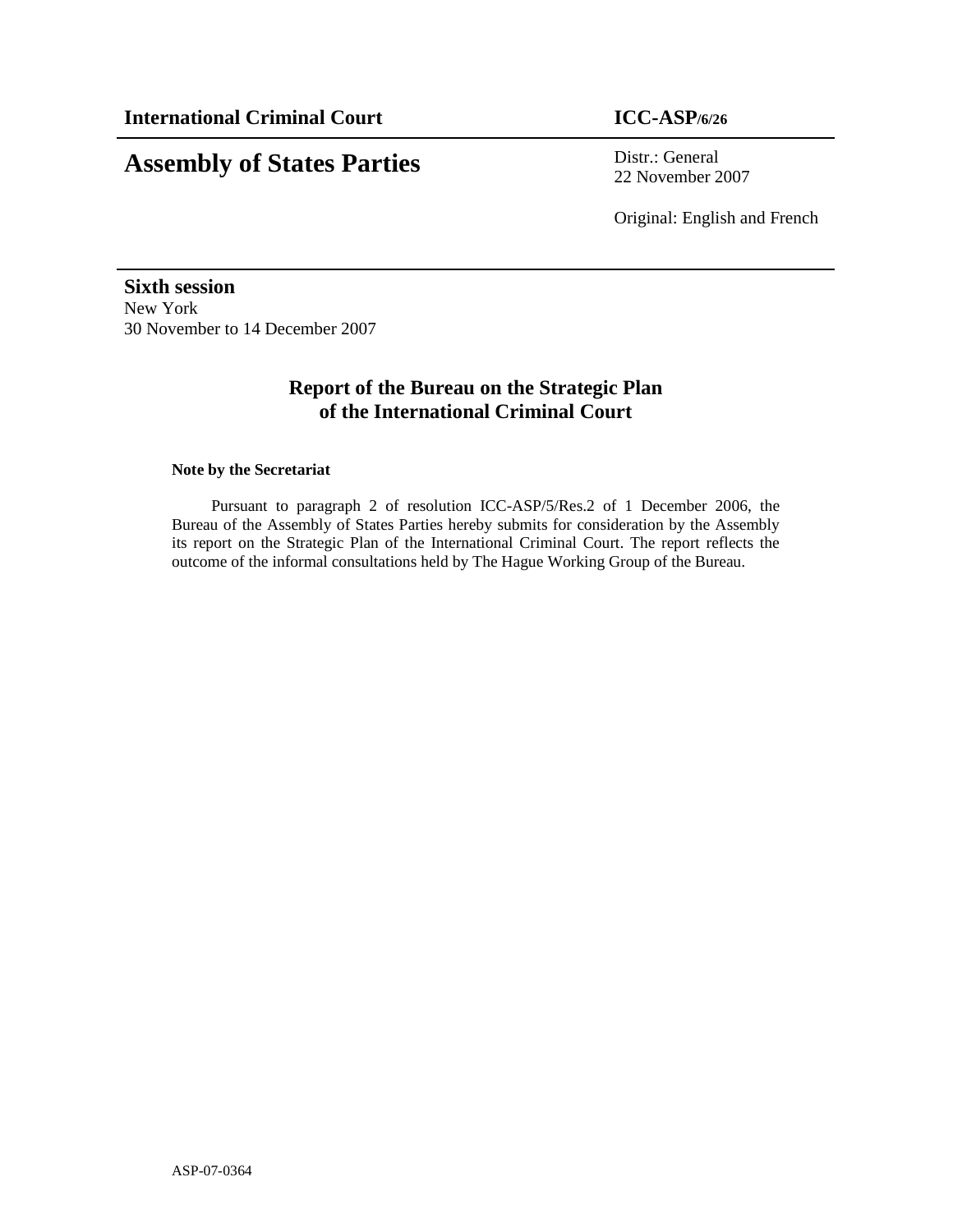**International Criminal Court** **ICC-ASP/6/26**

# Assembly of States Parties

Distr.: General
22 November 2007

Original: English and French

**Sixth session**
New York
30 November to 14 December 2007

## Report of the Bureau on the Strategic Plan of the International Criminal Court

**Note by the Secretariat**

Pursuant to paragraph 2 of resolution ICC-ASP/5/Res.2 of 1 December 2006, the Bureau of the Assembly of States Parties hereby submits for consideration by the Assembly its report on the Strategic Plan of the International Criminal Court. The report reflects the outcome of the informal consultations held by The Hague Working Group of the Bureau.

ASP-07-0364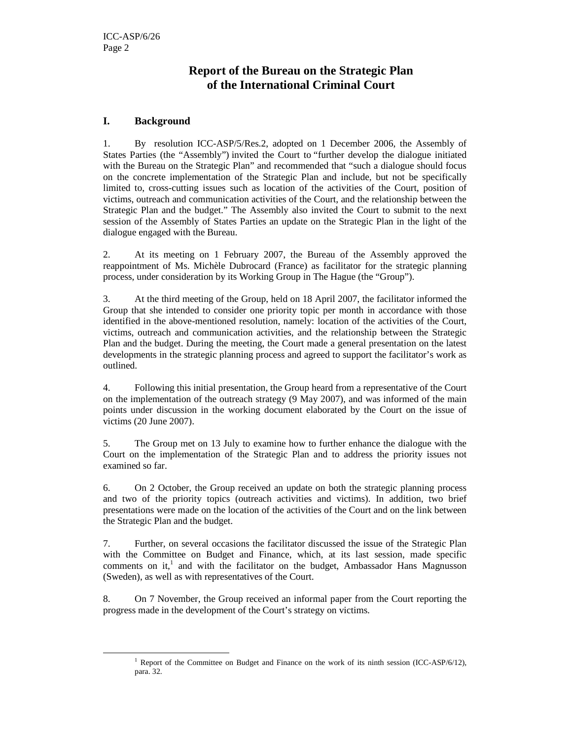# Report of the Bureau on the Strategic Plan of the International Criminal Court

## I. Background

1. By resolution ICC-ASP/5/Res.2, adopted on 1 December 2006, the Assembly of States Parties (the "Assembly") invited the Court to "further develop the dialogue initiated with the Bureau on the Strategic Plan" and recommended that "such a dialogue should focus on the concrete implementation of the Strategic Plan and include, but not be specifically limited to, cross-cutting issues such as location of the activities of the Court, position of victims, outreach and communication activities of the Court, and the relationship between the Strategic Plan and the budget." The Assembly also invited the Court to submit to the next session of the Assembly of States Parties an update on the Strategic Plan in the light of the dialogue engaged with the Bureau.

2. At its meeting on 1 February 2007, the Bureau of the Assembly approved the reappointment of Ms. Michèle Dubrocard (France) as facilitator for the strategic planning process, under consideration by its Working Group in The Hague (the "Group").

3. At the third meeting of the Group, held on 18 April 2007, the facilitator informed the Group that she intended to consider one priority topic per month in accordance with those identified in the above-mentioned resolution, namely: location of the activities of the Court, victims, outreach and communication activities, and the relationship between the Strategic Plan and the budget. During the meeting, the Court made a general presentation on the latest developments in the strategic planning process and agreed to support the facilitator's work as outlined.

4. Following this initial presentation, the Group heard from a representative of the Court on the implementation of the outreach strategy (9 May 2007), and was informed of the main points under discussion in the working document elaborated by the Court on the issue of victims (20 June 2007).

5. The Group met on 13 July to examine how to further enhance the dialogue with the Court on the implementation of the Strategic Plan and to address the priority issues not examined so far.

6. On 2 October, the Group received an update on both the strategic planning process and two of the priority topics (outreach activities and victims). In addition, two brief presentations were made on the location of the activities of the Court and on the link between the Strategic Plan and the budget.

7. Further, on several occasions the facilitator discussed the issue of the Strategic Plan with the Committee on Budget and Finance, which, at its last session, made specific comments on it,[1] and with the facilitator on the budget, Ambassador Hans Magnusson (Sweden), as well as with representatives of the Court.

8. On 7 November, the Group received an informal paper from the Court reporting the progress made in the development of the Court's strategy on victims.

[1] Report of the Committee on Budget and Finance on the work of its ninth session (ICC-ASP/6/12), para. 32.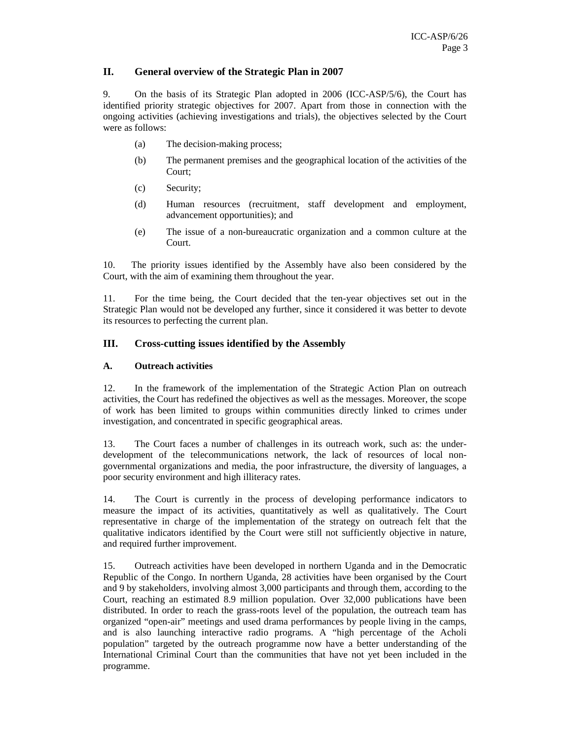## II. General overview of the Strategic Plan in 2007

9. On the basis of its Strategic Plan adopted in 2006 (ICC-ASP/5/6), the Court has identified priority strategic objectives for 2007. Apart from those in connection with the ongoing activities (achieving investigations and trials), the objectives selected by the Court were as follows:

(a) The decision-making process;

(b) The permanent premises and the geographical location of the activities of the Court;

(c) Security;

(d) Human resources (recruitment, staff development and employment, advancement opportunities); and

(e) The issue of a non-bureaucratic organization and a common culture at the Court.

10. The priority issues identified by the Assembly have also been considered by the Court, with the aim of examining them throughout the year.

11. For the time being, the Court decided that the ten-year objectives set out in the Strategic Plan would not be developed any further, since it considered it was better to devote its resources to perfecting the current plan.

## III. Cross-cutting issues identified by the Assembly

### A. Outreach activities

12. In the framework of the implementation of the Strategic Action Plan on outreach activities, the Court has redefined the objectives as well as the messages. Moreover, the scope of work has been limited to groups within communities directly linked to crimes under investigation, and concentrated in specific geographical areas.

13. The Court faces a number of challenges in its outreach work, such as: the under-development of the telecommunications network, the lack of resources of local non-governmental organizations and media, the poor infrastructure, the diversity of languages, a poor security environment and high illiteracy rates.

14. The Court is currently in the process of developing performance indicators to measure the impact of its activities, quantitatively as well as qualitatively. The Court representative in charge of the implementation of the strategy on outreach felt that the qualitative indicators identified by the Court were still not sufficiently objective in nature, and required further improvement.

15. Outreach activities have been developed in northern Uganda and in the Democratic Republic of the Congo. In northern Uganda, 28 activities have been organised by the Court and 9 by stakeholders, involving almost 3,000 participants and through them, according to the Court, reaching an estimated 8.9 million population. Over 32,000 publications have been distributed. In order to reach the grass-roots level of the population, the outreach team has organized "open-air" meetings and used drama performances by people living in the camps, and is also launching interactive radio programs. A "high percentage of the Acholi population" targeted by the outreach programme now have a better understanding of the International Criminal Court than the communities that have not yet been included in the programme.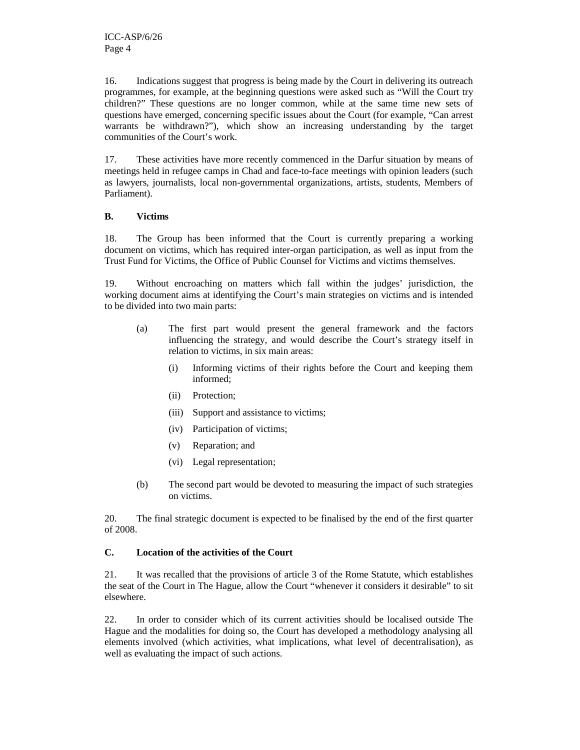16. Indications suggest that progress is being made by the Court in delivering its outreach programmes, for example, at the beginning questions were asked such as "Will the Court try children?" These questions are no longer common, while at the same time new sets of questions have emerged, concerning specific issues about the Court (for example, "Can arrest warrants be withdrawn?"), which show an increasing understanding by the target communities of the Court's work.

17. These activities have more recently commenced in the Darfur situation by means of meetings held in refugee camps in Chad and face-to-face meetings with opinion leaders (such as lawyers, journalists, local non-governmental organizations, artists, students, Members of Parliament).

### B. Victims

18. The Group has been informed that the Court is currently preparing a working document on victims, which has required inter-organ participation, as well as input from the Trust Fund for Victims, the Office of Public Counsel for Victims and victims themselves.

19. Without encroaching on matters which fall within the judges' jurisdiction, the working document aims at identifying the Court's main strategies on victims and is intended to be divided into two main parts:

(a) The first part would present the general framework and the factors influencing the strategy, and would describe the Court's strategy itself in relation to victims, in six main areas:

  (i) Informing victims of their rights before the Court and keeping them informed;

  (ii) Protection;

  (iii) Support and assistance to victims;

  (iv) Participation of victims;

  (v) Reparation; and

  (vi) Legal representation;

(b) The second part would be devoted to measuring the impact of such strategies on victims.

20. The final strategic document is expected to be finalised by the end of the first quarter of 2008.

### C. Location of the activities of the Court

21. It was recalled that the provisions of article 3 of the Rome Statute, which establishes the seat of the Court in The Hague, allow the Court "whenever it considers it desirable" to sit elsewhere.

22. In order to consider which of its current activities should be localised outside The Hague and the modalities for doing so, the Court has developed a methodology analysing all elements involved (which activities, what implications, what level of decentralisation), as well as evaluating the impact of such actions.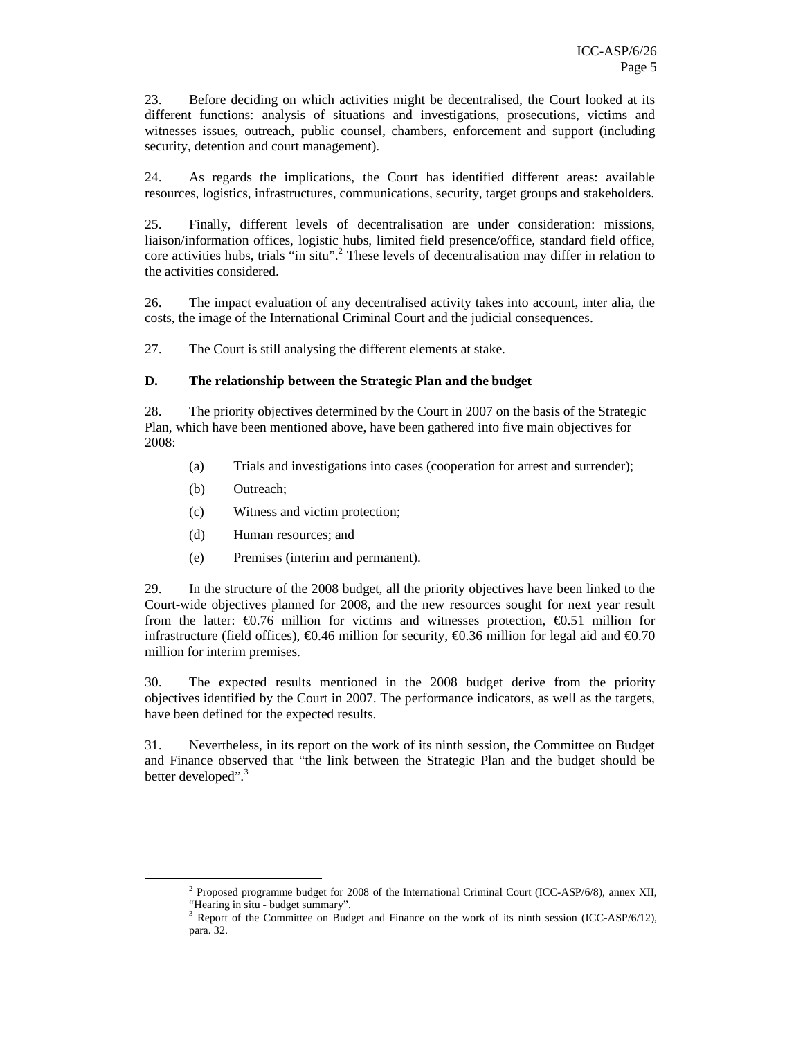23. Before deciding on which activities might be decentralised, the Court looked at its different functions: analysis of situations and investigations, prosecutions, victims and witnesses issues, outreach, public counsel, chambers, enforcement and support (including security, detention and court management).

24. As regards the implications, the Court has identified different areas: available resources, logistics, infrastructures, communications, security, target groups and stakeholders.

25. Finally, different levels of decentralisation are under consideration: missions, liaison/information offices, logistic hubs, limited field presence/office, standard field office, core activities hubs, trials "in situ".[2] These levels of decentralisation may differ in relation to the activities considered.

26. The impact evaluation of any decentralised activity takes into account, inter alia, the costs, the image of the International Criminal Court and the judicial consequences.

27. The Court is still analysing the different elements at stake.

### D. The relationship between the Strategic Plan and the budget

28. The priority objectives determined by the Court in 2007 on the basis of the Strategic Plan, which have been mentioned above, have been gathered into five main objectives for 2008:

(a) Trials and investigations into cases (cooperation for arrest and surrender);

(b) Outreach;

(c) Witness and victim protection;

(d) Human resources; and

(e) Premises (interim and permanent).

29. In the structure of the 2008 budget, all the priority objectives have been linked to the Court-wide objectives planned for 2008, and the new resources sought for next year result from the latter: €0.76 million for victims and witnesses protection, €0.51 million for infrastructure (field offices), €0.46 million for security, €0.36 million for legal aid and €0.70 million for interim premises.

30. The expected results mentioned in the 2008 budget derive from the priority objectives identified by the Court in 2007. The performance indicators, as well as the targets, have been defined for the expected results.

31. Nevertheless, in its report on the work of its ninth session, the Committee on Budget and Finance observed that "the link between the Strategic Plan and the budget should be better developed".[3]

---

[2] Proposed programme budget for 2008 of the International Criminal Court (ICC-ASP/6/8), annex XII, "Hearing in situ - budget summary".

[3] Report of the Committee on Budget and Finance on the work of its ninth session (ICC-ASP/6/12), para. 32.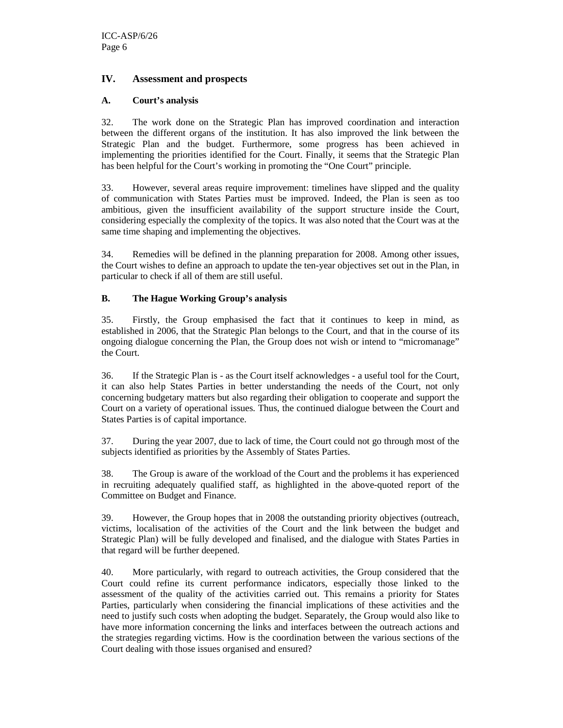## IV. Assessment and prospects

### A. Court's analysis

32. The work done on the Strategic Plan has improved coordination and interaction between the different organs of the institution. It has also improved the link between the Strategic Plan and the budget. Furthermore, some progress has been achieved in implementing the priorities identified for the Court. Finally, it seems that the Strategic Plan has been helpful for the Court's working in promoting the "One Court" principle.

33. However, several areas require improvement: timelines have slipped and the quality of communication with States Parties must be improved. Indeed, the Plan is seen as too ambitious, given the insufficient availability of the support structure inside the Court, considering especially the complexity of the topics. It was also noted that the Court was at the same time shaping and implementing the objectives.

34. Remedies will be defined in the planning preparation for 2008. Among other issues, the Court wishes to define an approach to update the ten-year objectives set out in the Plan, in particular to check if all of them are still useful.

### B. The Hague Working Group's analysis

35. Firstly, the Group emphasised the fact that it continues to keep in mind, as established in 2006, that the Strategic Plan belongs to the Court, and that in the course of its ongoing dialogue concerning the Plan, the Group does not wish or intend to "micromanage" the Court.

36. If the Strategic Plan is - as the Court itself acknowledges - a useful tool for the Court, it can also help States Parties in better understanding the needs of the Court, not only concerning budgetary matters but also regarding their obligation to cooperate and support the Court on a variety of operational issues. Thus, the continued dialogue between the Court and States Parties is of capital importance.

37. During the year 2007, due to lack of time, the Court could not go through most of the subjects identified as priorities by the Assembly of States Parties.

38. The Group is aware of the workload of the Court and the problems it has experienced in recruiting adequately qualified staff, as highlighted in the above-quoted report of the Committee on Budget and Finance.

39. However, the Group hopes that in 2008 the outstanding priority objectives (outreach, victims, localisation of the activities of the Court and the link between the budget and Strategic Plan) will be fully developed and finalised, and the dialogue with States Parties in that regard will be further deepened.

40. More particularly, with regard to outreach activities, the Group considered that the Court could refine its current performance indicators, especially those linked to the assessment of the quality of the activities carried out. This remains a priority for States Parties, particularly when considering the financial implications of these activities and the need to justify such costs when adopting the budget. Separately, the Group would also like to have more information concerning the links and interfaces between the outreach actions and the strategies regarding victims. How is the coordination between the various sections of the Court dealing with those issues organised and ensured?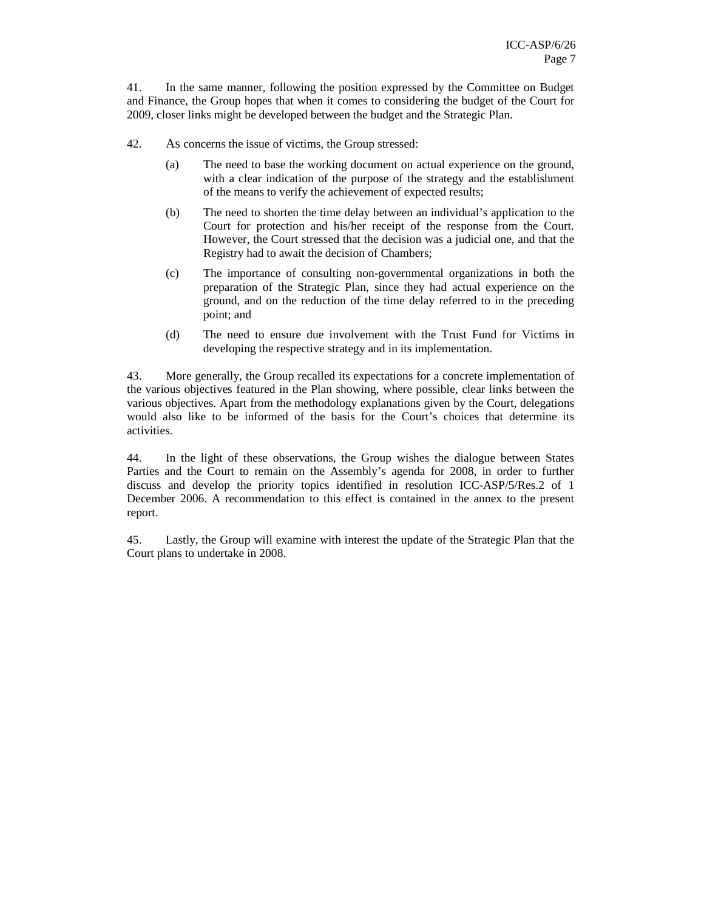41. In the same manner, following the position expressed by the Committee on Budget and Finance, the Group hopes that when it comes to considering the budget of the Court for 2009, closer links might be developed between the budget and the Strategic Plan.

42. As concerns the issue of victims, the Group stressed:

(a) The need to base the working document on actual experience on the ground, with a clear indication of the purpose of the strategy and the establishment of the means to verify the achievement of expected results;

(b) The need to shorten the time delay between an individual's application to the Court for protection and his/her receipt of the response from the Court. However, the Court stressed that the decision was a judicial one, and that the Registry had to await the decision of Chambers;

(c) The importance of consulting non-governmental organizations in both the preparation of the Strategic Plan, since they had actual experience on the ground, and on the reduction of the time delay referred to in the preceding point; and

(d) The need to ensure due involvement with the Trust Fund for Victims in developing the respective strategy and in its implementation.

43. More generally, the Group recalled its expectations for a concrete implementation of the various objectives featured in the Plan showing, where possible, clear links between the various objectives. Apart from the methodology explanations given by the Court, delegations would also like to be informed of the basis for the Court's choices that determine its activities.

44. In the light of these observations, the Group wishes the dialogue between States Parties and the Court to remain on the Assembly's agenda for 2008, in order to further discuss and develop the priority topics identified in resolution ICC-ASP/5/Res.2 of 1 December 2006. A recommendation to this effect is contained in the annex to the present report.

45. Lastly, the Group will examine with interest the update of the Strategic Plan that the Court plans to undertake in 2008.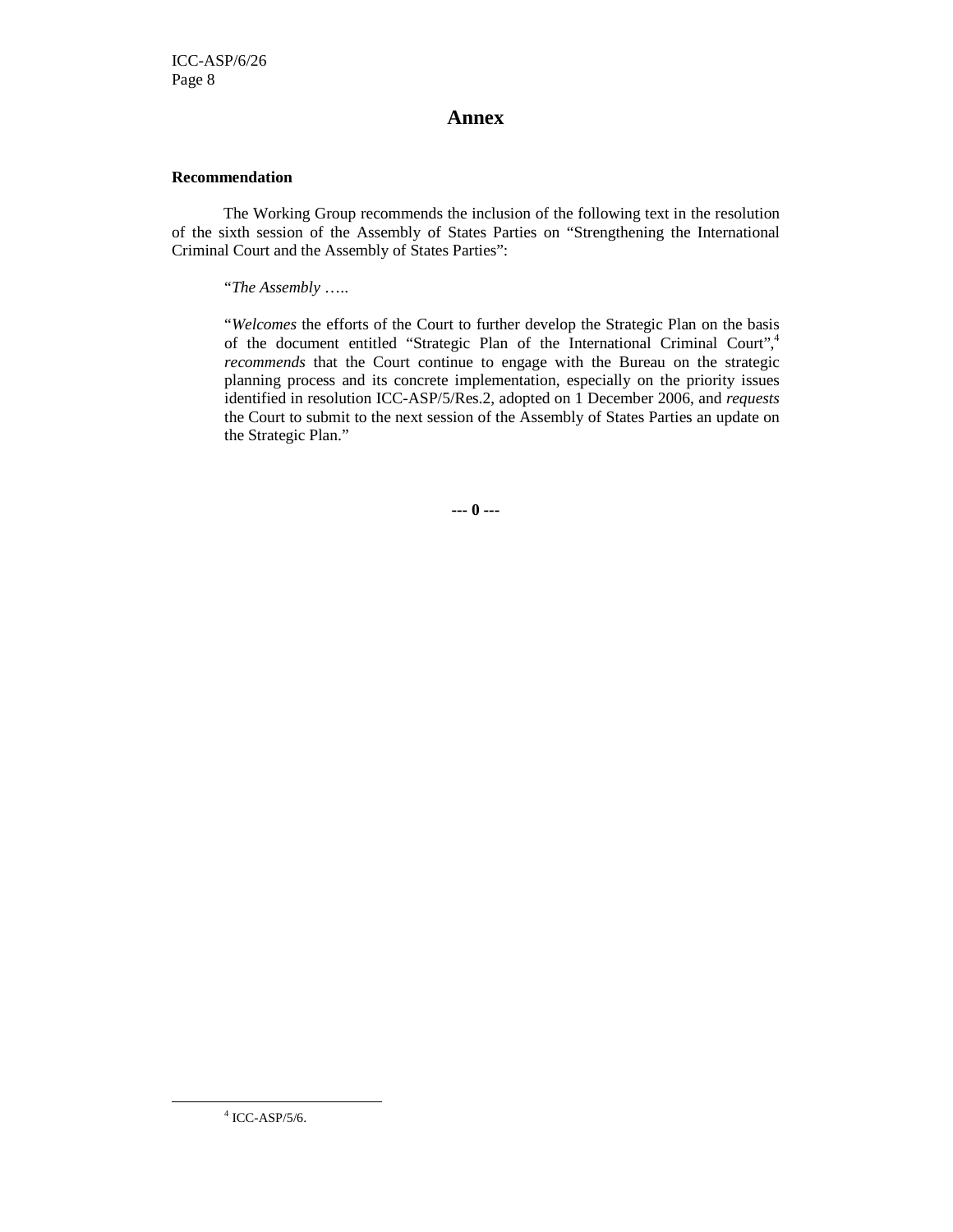# Annex

**Recommendation**

The Working Group recommends the inclusion of the following text in the resolution of the sixth session of the Assembly of States Parties on "Strengthening the International Criminal Court and the Assembly of States Parties":

"*The Assembly* …..

"*Welcomes* the efforts of the Court to further develop the Strategic Plan on the basis of the document entitled "Strategic Plan of the International Criminal Court",[4] *recommends* that the Court continue to engage with the Bureau on the strategic planning process and its concrete implementation, especially on the priority issues identified in resolution ICC-ASP/5/Res.2, adopted on 1 December 2006, and *requests* the Court to submit to the next session of the Assembly of States Parties an update on the Strategic Plan."

**--- 0 ---**

[4] ICC-ASP/5/6.